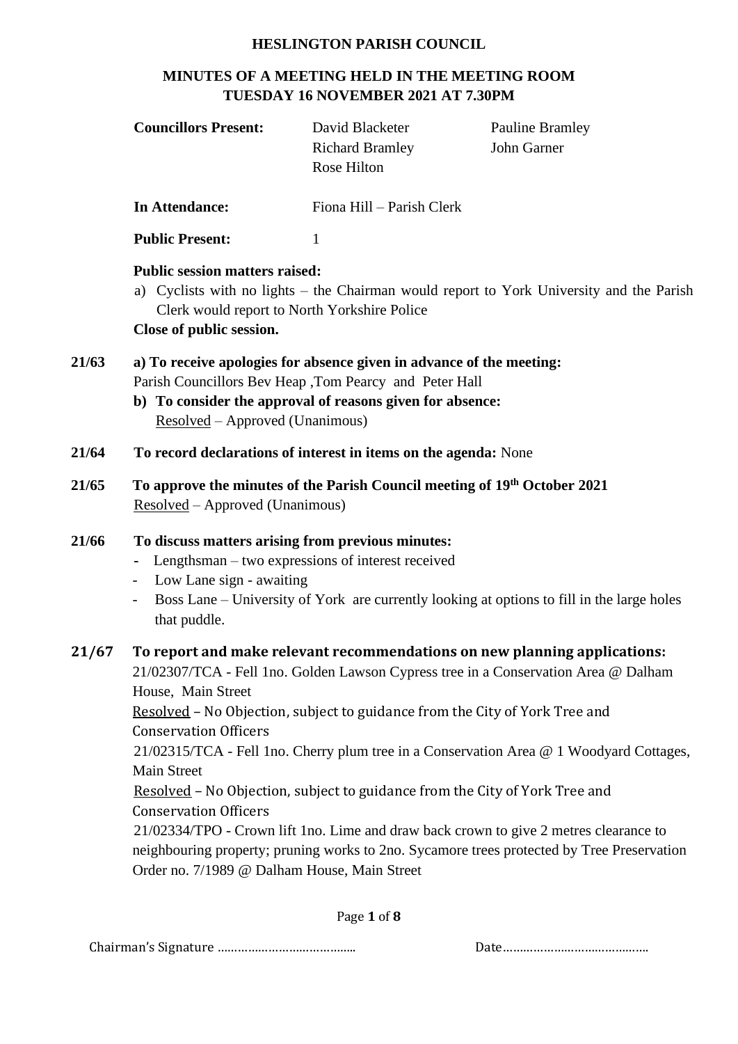# HESLINGTON PARISH COUNCIL

## MINUTES OF A MEETING HELD IN THE MEETING ROOM TUESDAY 16 NOVEMBER 2021 AT 7.30PM

**Councillors Present:** David Blacketer, Pauline Bramley, Richard Bramley, John Garner, Rose Hilton

**In Attendance:** Fiona Hill – Parish Clerk

**Public Present:** 1

**Public session matters raised:**

a) Cyclists with no lights – the Chairman would report to York University and the Parish Clerk would report to North Yorkshire Police

**Close of public session.**

**21/63 a) To receive apologies for absence given in advance of the meeting:**
Parish Councillors Bev Heap ,Tom Pearcy and Peter Hall

**b) To consider the approval of reasons given for absence:**
Resolved – Approved (Unanimous)

**21/64 To record declarations of interest in items on the agenda:** None

**21/65 To approve the minutes of the Parish Council meeting of 19th October 2021**
Resolved – Approved (Unanimous)

**21/66 To discuss matters arising from previous minutes:**

- Lengthsman – two expressions of interest received
- Low Lane sign - awaiting
- Boss Lane – University of York are currently looking at options to fill in the large holes that puddle.

**21/67 To report and make relevant recommendations on new planning applications:**

21/02307/TCA - Fell 1no. Golden Lawson Cypress tree in a Conservation Area @ Dalham House, Main Street
Resolved – No Objection, subject to guidance from the City of York Tree and Conservation Officers

21/02315/TCA - Fell 1no. Cherry plum tree in a Conservation Area @ 1 Woodyard Cottages, Main Street
Resolved – No Objection, subject to guidance from the City of York Tree and Conservation Officers

21/02334/TPO - Crown lift 1no. Lime and draw back crown to give 2 metres clearance to neighbouring property; pruning works to 2no. Sycamore trees protected by Tree Preservation Order no. 7/1989 @ Dalham House, Main Street

Chairman's Signature …………………………………… Date……………………………………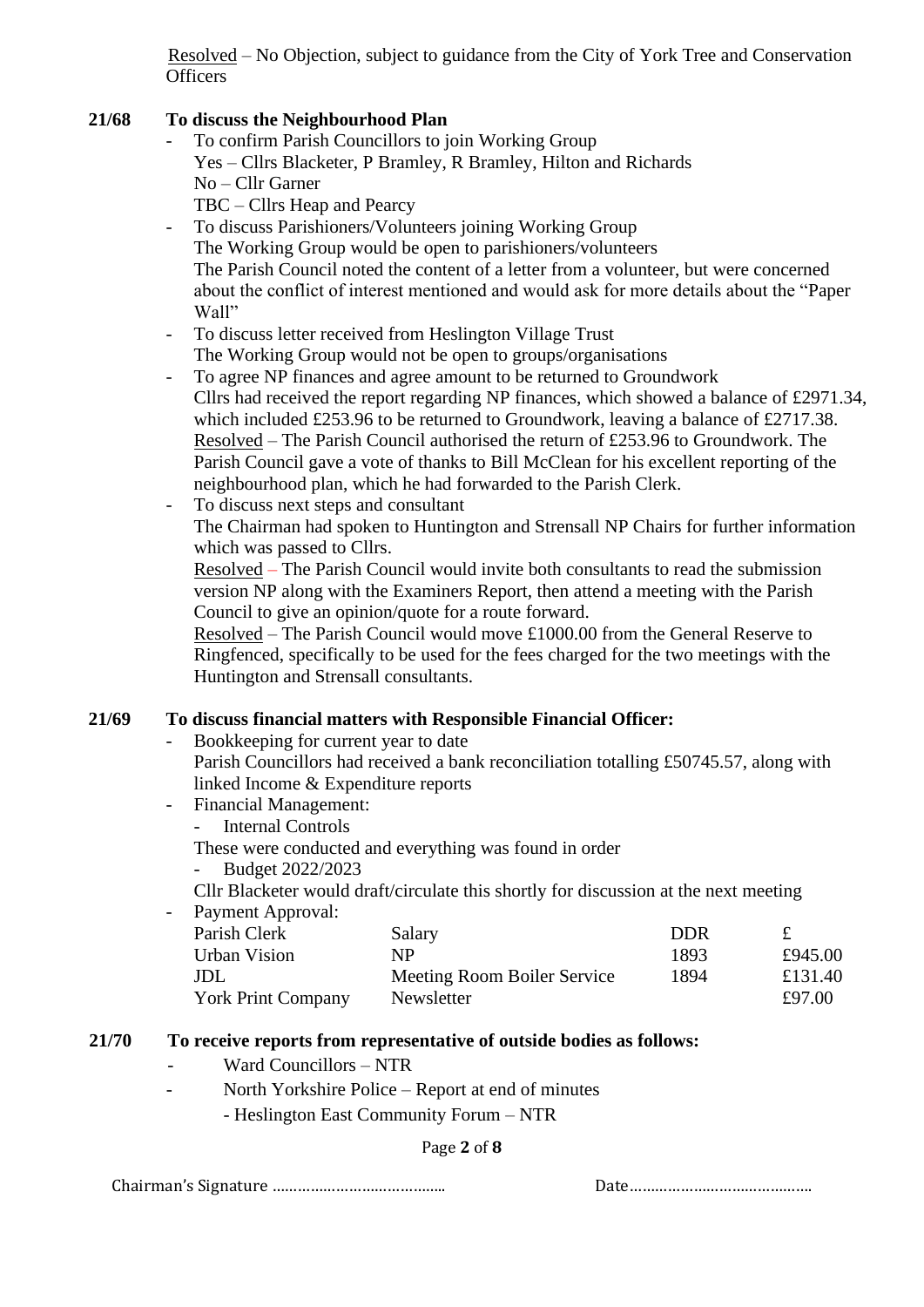Resolved – No Objection, subject to guidance from the City of York Tree and Conservation Officers

**21/68 To discuss the Neighbourhood Plan**

- To confirm Parish Councillors to join Working Group
  Yes – Cllrs Blacketer, P Bramley, R Bramley, Hilton and Richards
  No – Cllr Garner
  TBC – Cllrs Heap and Pearcy
- To discuss Parishioners/Volunteers joining Working Group
  The Working Group would be open to parishioners/volunteers
  The Parish Council noted the content of a letter from a volunteer, but were concerned about the conflict of interest mentioned and would ask for more details about the "Paper Wall"
- To discuss letter received from Heslington Village Trust
  The Working Group would not be open to groups/organisations
- To agree NP finances and agree amount to be returned to Groundwork
  Cllrs had received the report regarding NP finances, which showed a balance of £2971.34, which included £253.96 to be returned to Groundwork, leaving a balance of £2717.38.
  Resolved – The Parish Council authorised the return of £253.96 to Groundwork. The Parish Council gave a vote of thanks to Bill McClean for his excellent reporting of the neighbourhood plan, which he had forwarded to the Parish Clerk.
- To discuss next steps and consultant
  The Chairman had spoken to Huntington and Strensall NP Chairs for further information which was passed to Cllrs.
  Resolved – The Parish Council would invite both consultants to read the submission version NP along with the Examiners Report, then attend a meeting with the Parish Council to give an opinion/quote for a route forward.
  Resolved – The Parish Council would move £1000.00 from the General Reserve to Ringfenced, specifically to be used for the fees charged for the two meetings with the Huntington and Strensall consultants.

**21/69 To discuss financial matters with Responsible Financial Officer:**

- Bookkeeping for current year to date
  Parish Councillors had received a bank reconciliation totalling £50745.57, along with linked Income & Expenditure reports
- Financial Management:
  - Internal Controls

  These were conducted and everything was found in order
  - Budget 2022/2023

  Cllr Blacketer would draft/circulate this shortly for discussion at the next meeting
- Payment Approval:

| | | | |
|---|---|---|---|
| Parish Clerk | Salary | DDR | £ |
| Urban Vision | NP | 1893 | £945.00 |
| JDL | Meeting Room Boiler Service | 1894 | £131.40 |
| York Print Company | Newsletter | | £97.00 |

**21/70 To receive reports from representative of outside bodies as follows:**

- Ward Councillors – NTR
- North Yorkshire Police – Report at end of minutes
  - Heslington East Community Forum – NTR

Chairman's Signature ………………………………… Date……………………………………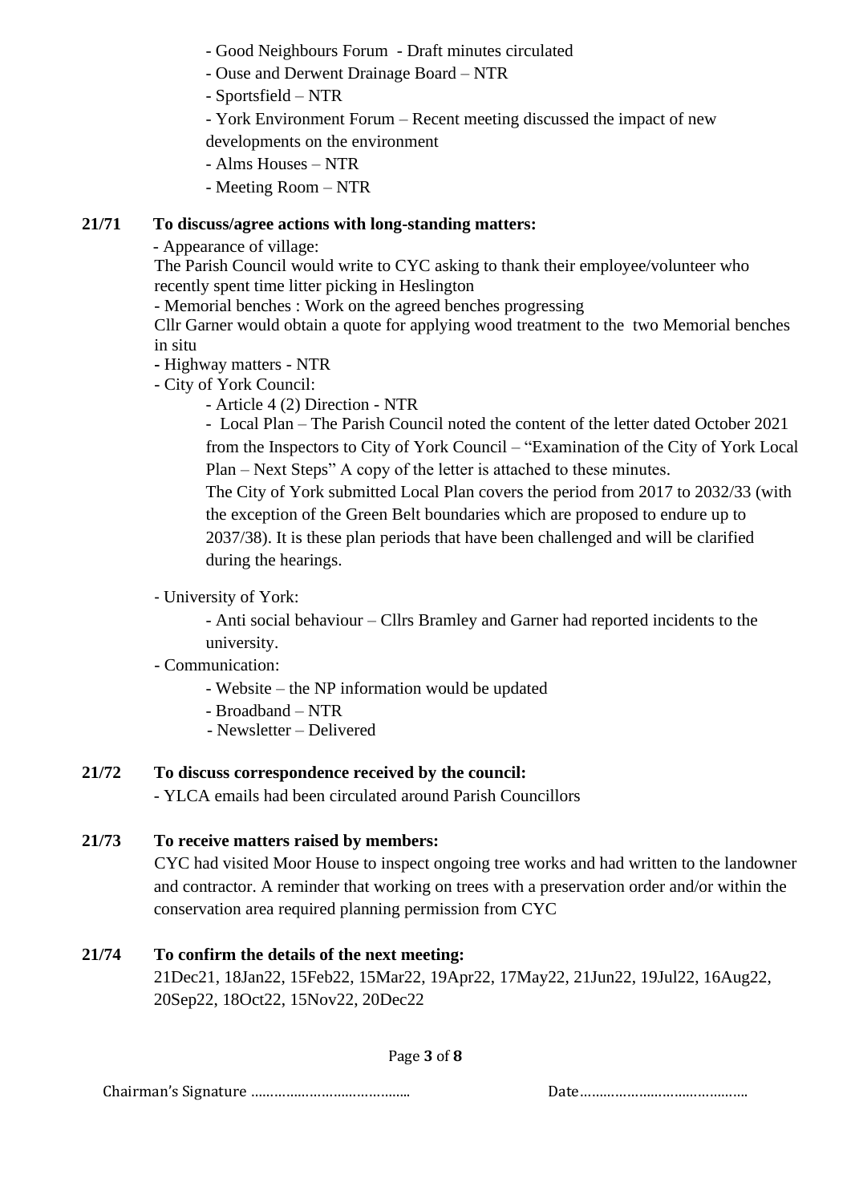- Good Neighbours Forum - Draft minutes circulated
- Ouse and Derwent Drainage Board – NTR
- Sportsfield – NTR
- York Environment Forum – Recent meeting discussed the impact of new developments on the environment
- Alms Houses – NTR
- Meeting Room – NTR

**21/71 To discuss/agree actions with long-standing matters:**

- Appearance of village:

The Parish Council would write to CYC asking to thank their employee/volunteer who recently spent time litter picking in Heslington

- Memorial benches : Work on the agreed benches progressing

Cllr Garner would obtain a quote for applying wood treatment to the two Memorial benches in situ

- Highway matters - NTR
- City of York Council:
  - Article 4 (2) Direction - NTR
  - Local Plan – The Parish Council noted the content of the letter dated October 2021 from the Inspectors to City of York Council – "Examination of the City of York Local Plan – Next Steps" A copy of the letter is attached to these minutes.

    The City of York submitted Local Plan covers the period from 2017 to 2032/33 (with the exception of the Green Belt boundaries which are proposed to endure up to 2037/38). It is these plan periods that have been challenged and will be clarified during the hearings.

- University of York:
  - Anti social behaviour – Cllrs Bramley and Garner had reported incidents to the university.
- Communication:
  - Website – the NP information would be updated
  - Broadband – NTR
  - Newsletter – Delivered

**21/72 To discuss correspondence received by the council:**

- YLCA emails had been circulated around Parish Councillors

**21/73 To receive matters raised by members:**

CYC had visited Moor House to inspect ongoing tree works and had written to the landowner and contractor. A reminder that working on trees with a preservation order and/or within the conservation area required planning permission from CYC

**21/74 To confirm the details of the next meeting:**

21Dec21, 18Jan22, 15Feb22, 15Mar22, 19Apr22, 17May22, 21Jun22, 19Jul22, 16Aug22, 20Sep22, 18Oct22, 15Nov22, 20Dec22

Chairman's Signature …………………………………… Date……………………………………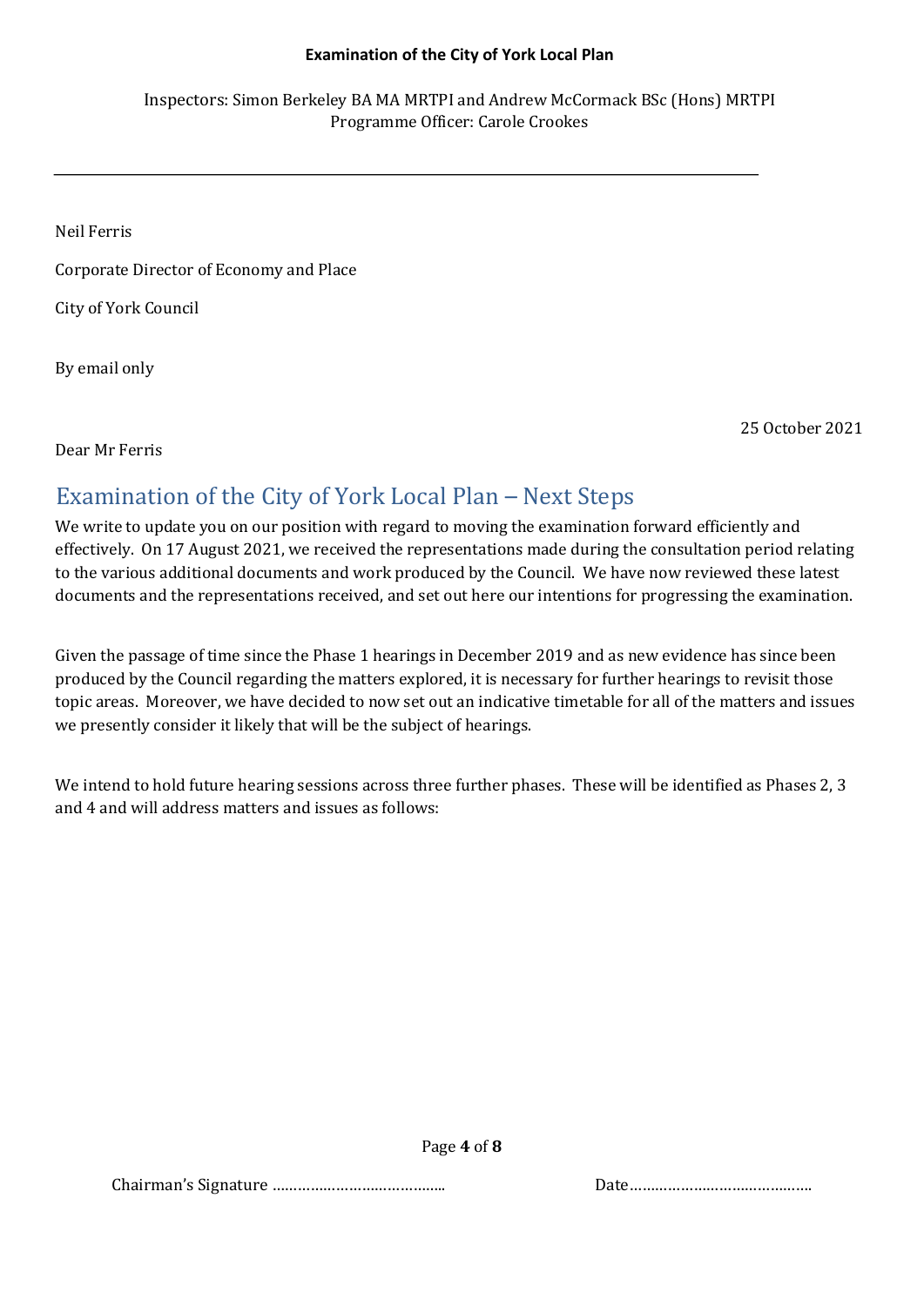**Examination of the City of York Local Plan**

Inspectors: Simon Berkeley BA MA MRTPI and Andrew McCormack BSc (Hons) MRTPI
Programme Officer: Carole Crookes

---

Neil Ferris

Corporate Director of Economy and Place

City of York Council

By email only

25 October 2021

Dear Mr Ferris

## Examination of the City of York Local Plan – Next Steps

We write to update you on our position with regard to moving the examination forward efficiently and effectively. On 17 August 2021, we received the representations made during the consultation period relating to the various additional documents and work produced by the Council. We have now reviewed these latest documents and the representations received, and set out here our intentions for progressing the examination.

Given the passage of time since the Phase 1 hearings in December 2019 and as new evidence has since been produced by the Council regarding the matters explored, it is necessary for further hearings to revisit those topic areas. Moreover, we have decided to now set out an indicative timetable for all of the matters and issues we presently consider it likely that will be the subject of hearings.

We intend to hold future hearing sessions across three further phases. These will be identified as Phases 2, 3 and 4 and will address matters and issues as follows:

Chairman's Signature ……………………………………  Date……………………………………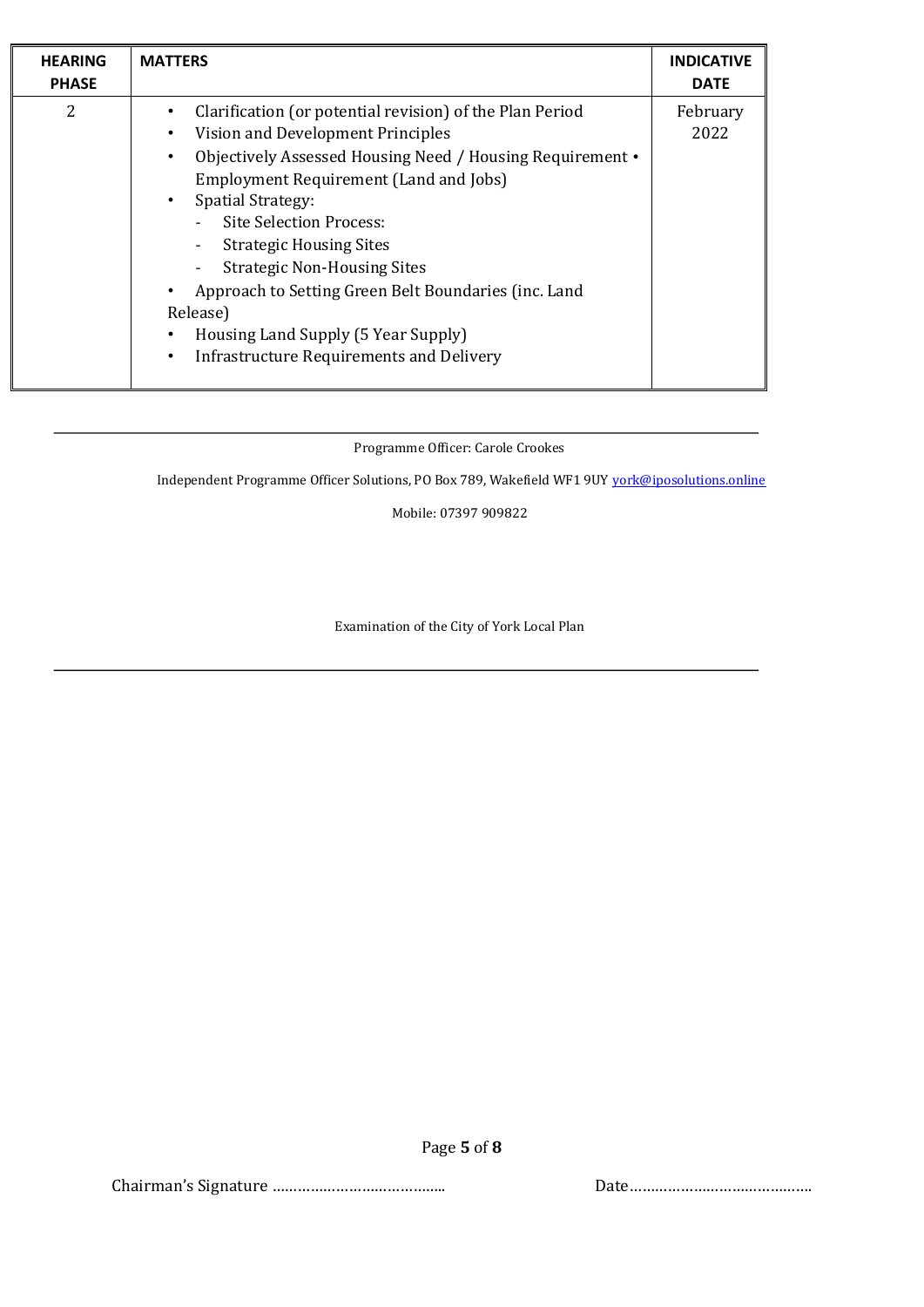| HEARING PHASE | MATTERS | INDICATIVE DATE |
|---|---|---|
| 2 | • Clarification (or potential revision) of the Plan Period<br>• Vision and Development Principles<br>• Objectively Assessed Housing Need / Housing Requirement • Employment Requirement (Land and Jobs)<br>• Spatial Strategy:<br>  - Site Selection Process:<br>  - Strategic Housing Sites<br>  - Strategic Non-Housing Sites<br>• Approach to Setting Green Belt Boundaries (inc. Land Release)<br>• Housing Land Supply (5 Year Supply)<br>• Infrastructure Requirements and Delivery | February 2022 |

Programme Officer: Carole Crookes

Independent Programme Officer Solutions, PO Box 789, Wakefield WF1 9UY york@iposolutions.online

Mobile: 07397 909822

Examination of the City of York Local Plan

Chairman's Signature ………………………………….. Date……………………………………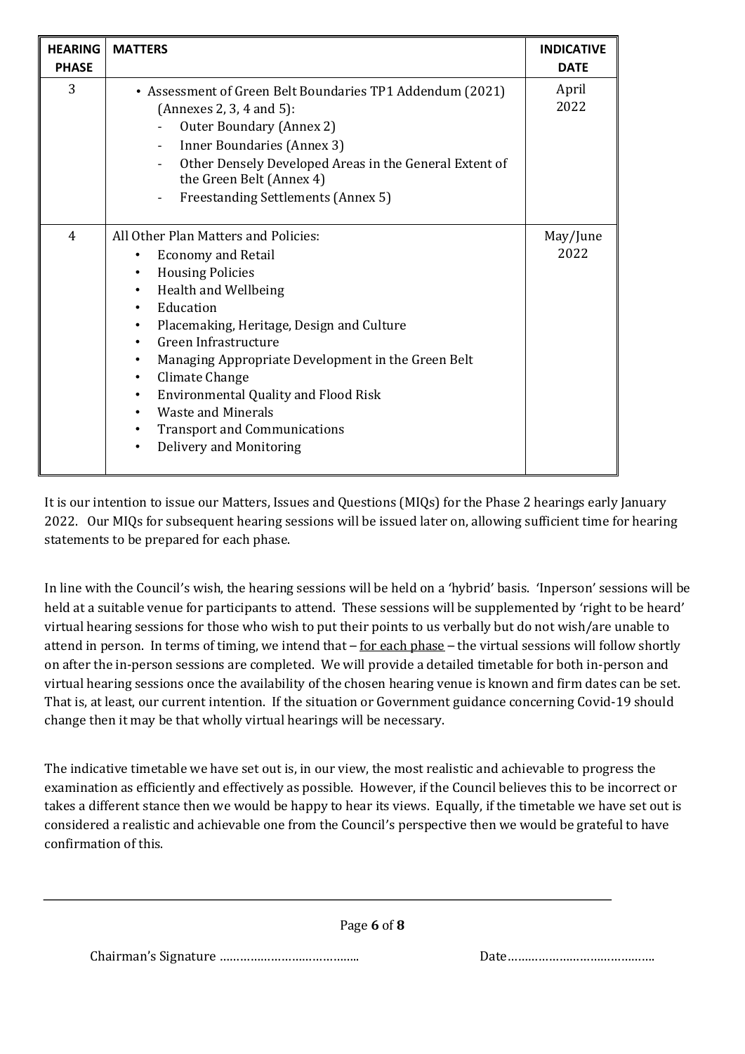| HEARING PHASE | MATTERS | INDICATIVE DATE |
|---|---|---|
| 3 | • Assessment of Green Belt Boundaries TP1 Addendum (2021) (Annexes 2, 3, 4 and 5):<br>- Outer Boundary (Annex 2)<br>- Inner Boundaries (Annex 3)<br>- Other Densely Developed Areas in the General Extent of the Green Belt (Annex 4)<br>- Freestanding Settlements (Annex 5) | April 2022 |
| 4 | All Other Plan Matters and Policies:<br>• Economy and Retail<br>• Housing Policies<br>• Health and Wellbeing<br>• Education<br>• Placemaking, Heritage, Design and Culture<br>• Green Infrastructure<br>• Managing Appropriate Development in the Green Belt<br>• Climate Change<br>• Environmental Quality and Flood Risk<br>• Waste and Minerals<br>• Transport and Communications<br>• Delivery and Monitoring | May/June 2022 |

It is our intention to issue our Matters, Issues and Questions (MIQs) for the Phase 2 hearings early January 2022. Our MIQs for subsequent hearing sessions will be issued later on, allowing sufficient time for hearing statements to be prepared for each phase.

In line with the Council's wish, the hearing sessions will be held on a 'hybrid' basis. 'Inperson' sessions will be held at a suitable venue for participants to attend. These sessions will be supplemented by 'right to be heard' virtual hearing sessions for those who wish to put their points to us verbally but do not wish/are unable to attend in person. In terms of timing, we intend that – <u>for each phase</u> – the virtual sessions will follow shortly on after the in-person sessions are completed. We will provide a detailed timetable for both in-person and virtual hearing sessions once the availability of the chosen hearing venue is known and firm dates can be set. That is, at least, our current intention. If the situation or Government guidance concerning Covid-19 should change then it may be that wholly virtual hearings will be necessary.

The indicative timetable we have set out is, in our view, the most realistic and achievable to progress the examination as efficiently and effectively as possible. However, if the Council believes this to be incorrect or takes a different stance then we would be happy to hear its views. Equally, if the timetable we have set out is considered a realistic and achievable one from the Council's perspective then we would be grateful to have confirmation of this.

Chairman's Signature …………………………………..                Date……………………………………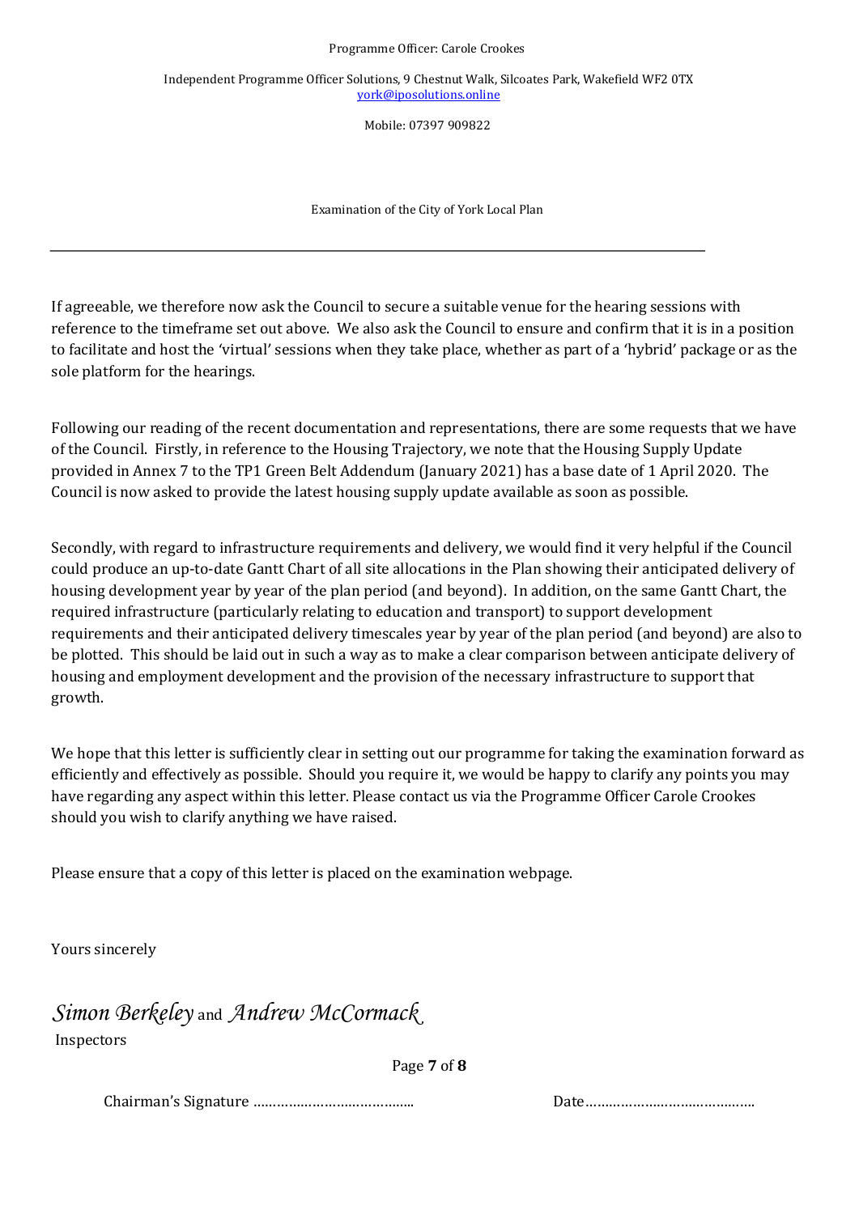If agreeable, we therefore now ask the Council to secure a suitable venue for the hearing sessions with reference to the timeframe set out above. We also ask the Council to ensure and confirm that it is in a position to facilitate and host the 'virtual' sessions when they take place, whether as part of a 'hybrid' package or as the sole platform for the hearings.

Following our reading of the recent documentation and representations, there are some requests that we have of the Council. Firstly, in reference to the Housing Trajectory, we note that the Housing Supply Update provided in Annex 7 to the TP1 Green Belt Addendum (January 2021) has a base date of 1 April 2020. The Council is now asked to provide the latest housing supply update available as soon as possible.

Secondly, with regard to infrastructure requirements and delivery, we would find it very helpful if the Council could produce an up-to-date Gantt Chart of all site allocations in the Plan showing their anticipated delivery of housing development year by year of the plan period (and beyond). In addition, on the same Gantt Chart, the required infrastructure (particularly relating to education and transport) to support development requirements and their anticipated delivery timescales year by year of the plan period (and beyond) are also to be plotted. This should be laid out in such a way as to make a clear comparison between anticipate delivery of housing and employment development and the provision of the necessary infrastructure to support that growth.

We hope that this letter is sufficiently clear in setting out our programme for taking the examination forward as efficiently and effectively as possible. Should you require it, we would be happy to clarify any points you may have regarding any aspect within this letter. Please contact us via the Programme Officer Carole Crookes should you wish to clarify anything we have raised.

Please ensure that a copy of this letter is placed on the examination webpage.

Yours sincerely

*Simon Berkeley* and *Andrew McCormack*

Inspectors

Chairman's Signature …………………………………… Date……………………………………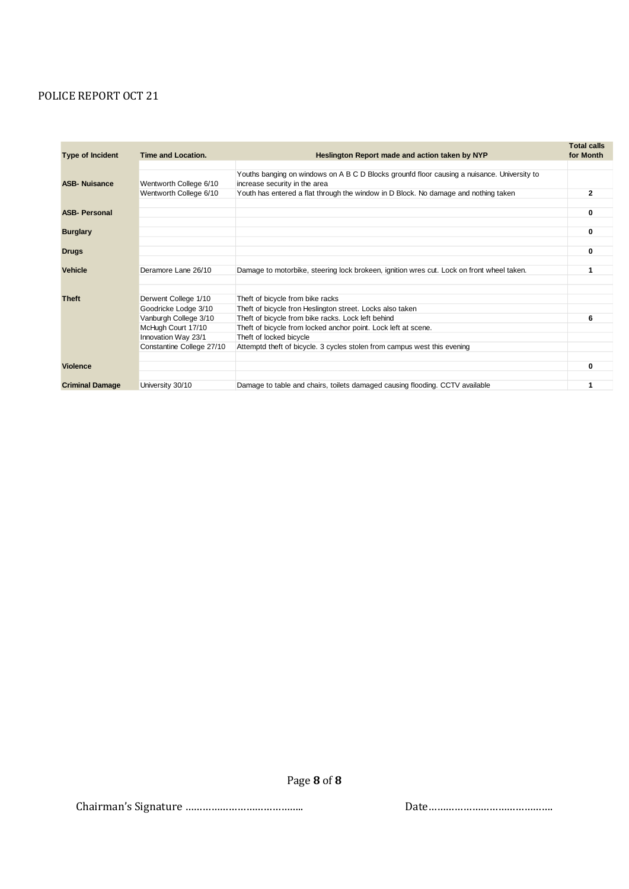POLICE REPORT OCT 21

| Type of Incident | Time and Location. | Heslington Report made and action taken by NYP | Total calls for Month |
|---|---|---|---|
| | | | |
| **ASB- Nuisance** | Wentworth College 6/10 | Youths banging on windows on A B C D Blocks grounfd floor causing a nuisance. University to increase security in the area | |
| | Wentworth College 6/10 | Youth has entered a flat through the window in D Block. No damage and nothing taken | **2** |
| | | | |
| **ASB- Personal** | | | **0** |
| | | | |
| **Burglary** | | | **0** |
| | | | |
| **Drugs** | | | **0** |
| | | | |
| **Vehicle** | Deramore Lane 26/10 | Damage to motorbike, steering lock brokeen, ignition wres cut. Lock on front wheel taken. | **1** |
| | | | |
| | | | |
| **Theft** | Derwent College 1/10 | Theft of bicycle from bike racks | |
| | Goodricke Lodge 3/10 | Theft of bicycle fron Heslington street. Locks also taken | |
| | Vanburgh College 3/10 | Theft of bicycle from bike racks. Lock left behind | **6** |
| | McHugh Court 17/10 | Theft of bicycle from locked anchor point. Lock left at scene. | |
| | Innovation Way 23/1 | Theft of locked bicycle | |
| | Constantine College 27/10 | Attemptd theft of bicycle. 3 cycles stolen from campus west this evening | |
| | | | |
| **Violence** | | | **0** |
| | | | |
| **Criminal Damage** | University 30/10 | Damage to table and chairs, toilets damaged causing flooding. CCTV available | **1** |

Chairman's Signature ………………………………….. Date…………………………………..